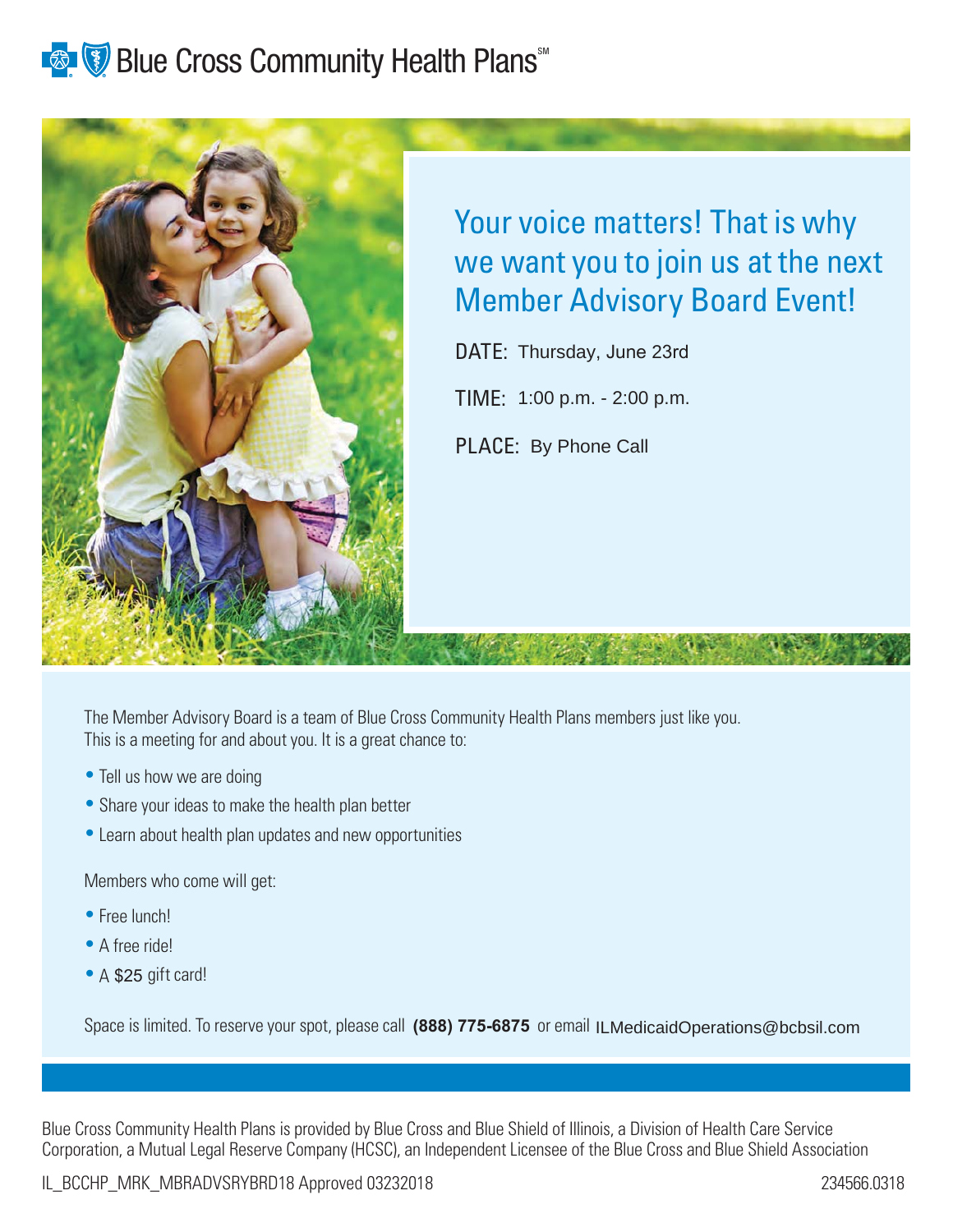Blue Cross Community Health Plans℠

## Your voice matters! That is why we want you to join us at the next Member Advisory Board Event!

DATE: Thursday, June 23rd

TIME: 1:00 p.m. - 2:00 p.m.

PLACE: By Phone Call

The Member Advisory Board is a team of Blue Cross Community Health Plans members just like you. This is a meeting for and about you. It is a great chance to:

- Tell us how we are doing
- Share your ideas to make the health plan better
- Learn about health plan updates and new opportunities

Members who come will get:

- Free lunch!
- A free ride!
- A $25 gift card!

Space is limited. To reserve your spot, please call **(888) 775-6875** or email ILMedicaidOperations@bcbsil.com

Blue Cross Community Health Plans is provided by Blue Cross and Blue Shield of Illinois, a Division of Health Care Service Corporation, a Mutual Legal Reserve Company (HCSC), an Independent Licensee of the Blue Cross and Blue Shield Association

IL_BCCHP_MRK_MBRADVSRYBRD18 Approved 03232018 234566.0318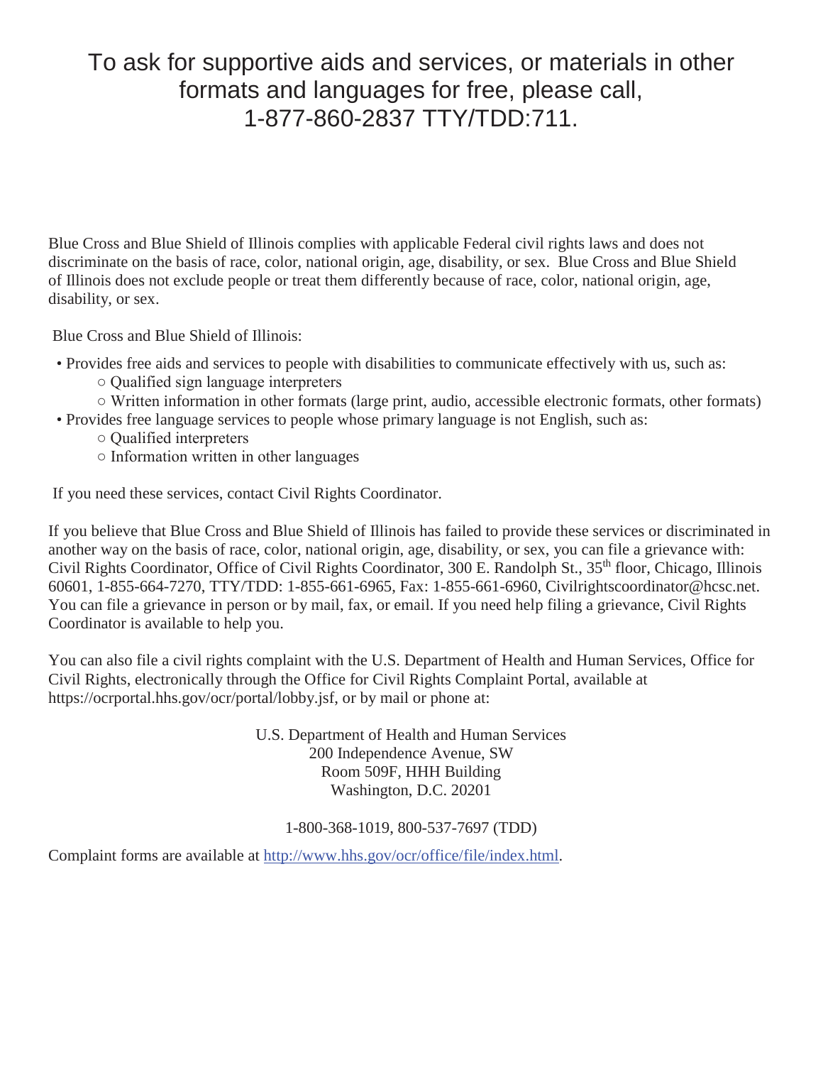# To ask for supportive aids and services, or materials in other formats and languages for free, please call, 1-877-860-2837 TTY/TDD:711.

Blue Cross and Blue Shield of Illinois complies with applicable Federal civil rights laws and does not discriminate on the basis of race, color, national origin, age, disability, or sex. Blue Cross and Blue Shield of Illinois does not exclude people or treat them differently because of race, color, national origin, age, disability, or sex.

Blue Cross and Blue Shield of Illinois:

- Provides free aids and services to people with disabilities to communicate effectively with us, such as:
  - Qualified sign language interpreters
  - Written information in other formats (large print, audio, accessible electronic formats, other formats)
- Provides free language services to people whose primary language is not English, such as:
  - Qualified interpreters
  - Information written in other languages

If you need these services, contact Civil Rights Coordinator.

If you believe that Blue Cross and Blue Shield of Illinois has failed to provide these services or discriminated in another way on the basis of race, color, national origin, age, disability, or sex, you can file a grievance with: Civil Rights Coordinator, Office of Civil Rights Coordinator, 300 E. Randolph St., 35th floor, Chicago, Illinois 60601, 1-855-664-7270, TTY/TDD: 1-855-661-6965, Fax: 1-855-661-6960, Civilrightscoordinator@hcsc.net. You can file a grievance in person or by mail, fax, or email. If you need help filing a grievance, Civil Rights Coordinator is available to help you.

You can also file a civil rights complaint with the U.S. Department of Health and Human Services, Office for Civil Rights, electronically through the Office for Civil Rights Complaint Portal, available at https://ocrportal.hhs.gov/ocr/portal/lobby.jsf, or by mail or phone at:

U.S. Department of Health and Human Services  
200 Independence Avenue, SW  
Room 509F, HHH Building  
Washington, D.C. 20201

1-800-368-1019, 800-537-7697 (TDD)

Complaint forms are available at [http://www.hhs.gov/ocr/office/file/index.html](http://www.hhs.gov/ocr/office/file/index.html).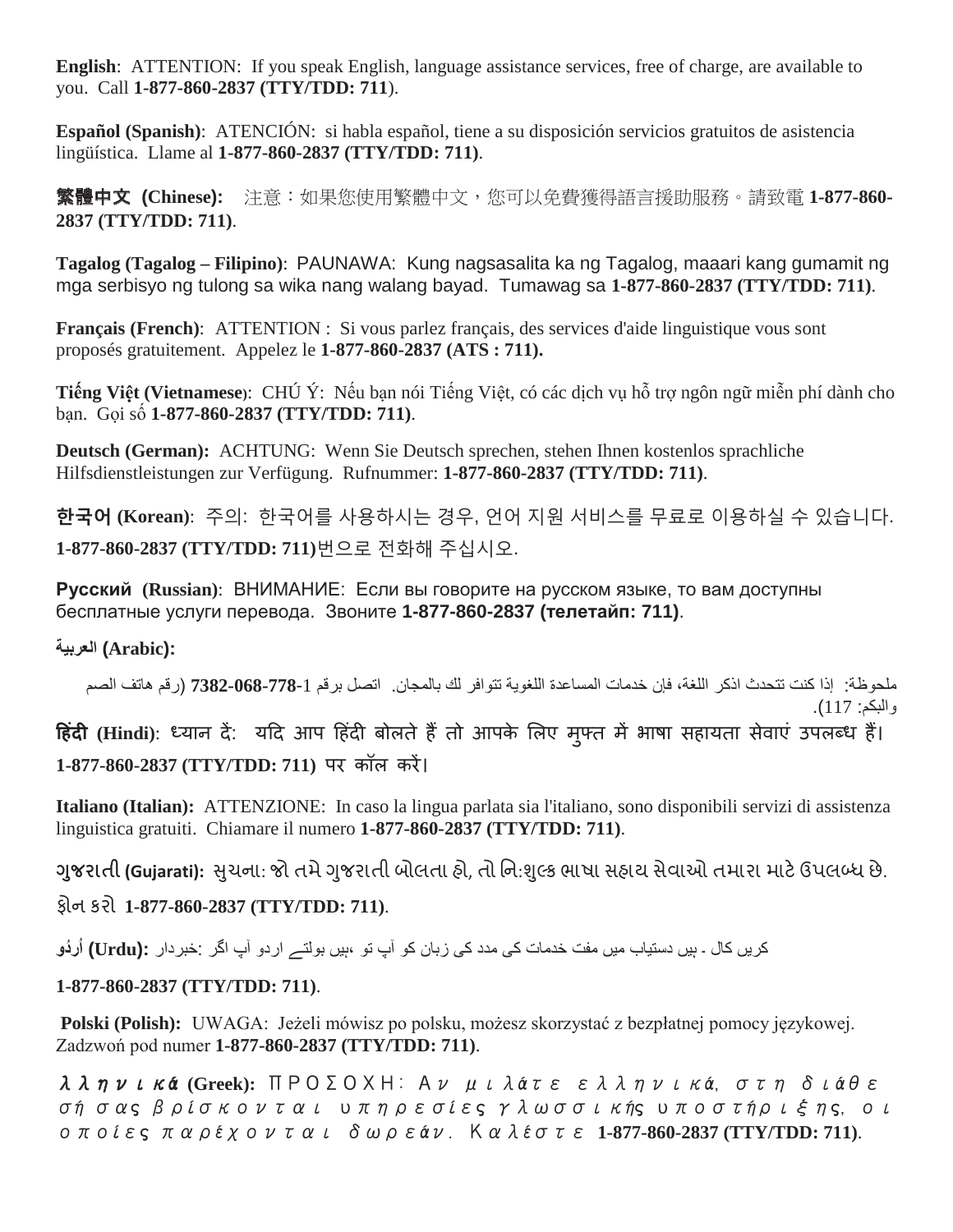**English**: ATTENTION: If you speak English, language assistance services, free of charge, are available to you. Call **1-877-860-2837 (TTY/TDD: 711**).

**Español (Spanish)**: ATENCIÓN: si habla español, tiene a su disposición servicios gratuitos de asistencia lingüística. Llame al **1-877-860-2837 (TTY/TDD: 711)**.

**繁體中文 (Chinese):** 注意：如果您使用繁體中文，您可以免費獲得語言援助服務。請致電 **1-877-860-2837 (TTY/TDD: 711)**.

**Tagalog (Tagalog – Filipino)**: PAUNAWA: Kung nagsasalita ka ng Tagalog, maaari kang gumamit ng mga serbisyo ng tulong sa wika nang walang bayad. Tumawag sa **1-877-860-2837 (TTY/TDD: 711)**.

**Français (French)**: ATTENTION : Si vous parlez français, des services d'aide linguistique vous sont proposés gratuitement. Appelez le **1-877-860-2837 (ATS : 711).**

**Tiếng Việt (Vietnamese)**: CHÚ Ý: Nếu bạn nói Tiếng Việt, có các dịch vụ hỗ trợ ngôn ngữ miễn phí dành cho bạn. Gọi số **1-877-860-2837 (TTY/TDD: 711)**.

**Deutsch (German):** ACHTUNG: Wenn Sie Deutsch sprechen, stehen Ihnen kostenlos sprachliche Hilfsdienstleistungen zur Verfügung. Rufnummer: **1-877-860-2837 (TTY/TDD: 711)**.

**한국어 (Korean)**: 주의: 한국어를 사용하시는 경우, 언어 지원 서비스를 무료로 이용하실 수 있습니다. **1-877-860-2837 (TTY/TDD: 711)**번으로 전화해 주십시오.

**Русский (Russian)**: ВНИМАНИЕ: Если вы говорите на русском языке, то вам доступны бесплатные услуги перевода. Звоните **1-877-860-2837 (телетайп: 711)**.

**العربية (Arabic):**

ملحوظة: إذا كنت تتحدث اذكر اللغة، فإن خدمات المساعدة اللغوية تتوافر لك بالمجان. اتصل برقم 1-**7382-068-778** (رقم هاتف الصم والبكم: 117).

**हिंदी (Hindi)**: ध्यान दें: यदि आप हिंदी बोलते हैं तो आपके लिए मुफ्त में भाषा सहायता सेवाएं उपलब्ध हैं। **1-877-860-2837 (TTY/TDD: 711)** पर कॉल करें।

**Italiano (Italian):** ATTENZIONE: In caso la lingua parlata sia l'italiano, sono disponibili servizi di assistenza linguistica gratuiti. Chiamare il numero **1-877-860-2837 (TTY/TDD: 711)**.

**ગુજરાતી (Gujarati):** સુચના: જો તમે ગુજરાતી બોલતા હો, તો નિ:શુલ્ક ભાષા સહાય સેવાઓ તમારા માટે ઉપલબ્ધ છે. ફોન કરો **1-877-860-2837 (TTY/TDD: 711)**.

**اُردُو (Urdu):** خبردار: اگر آپ اردو بولتے ہیں، تو آپ کو زبان کی مدد کی خدمات مفت میں دستیاب ہیں ۔ کال کریں

**1-877-860-2837 (TTY/TDD: 711)**.

**Polski (Polish):** UWAGA: Jeżeli mówisz po polsku, możesz skorzystać z bezpłatnej pomocy językowej. Zadzwoń pod numer **1-877-860-2837 (TTY/TDD: 711)**.

***λληνικά* (Greek):** ΠΡΟΣΟΧΗ: *Αν μιλάτε ελληνικά, στη διάθεσή σας βρίσκονται υπηρεσίες γλωσσικής υποστήριξης, οι οποίες παρέχονται δωρεάν.* Καλέστε **1-877-860-2837 (TTY/TDD: 711)**.